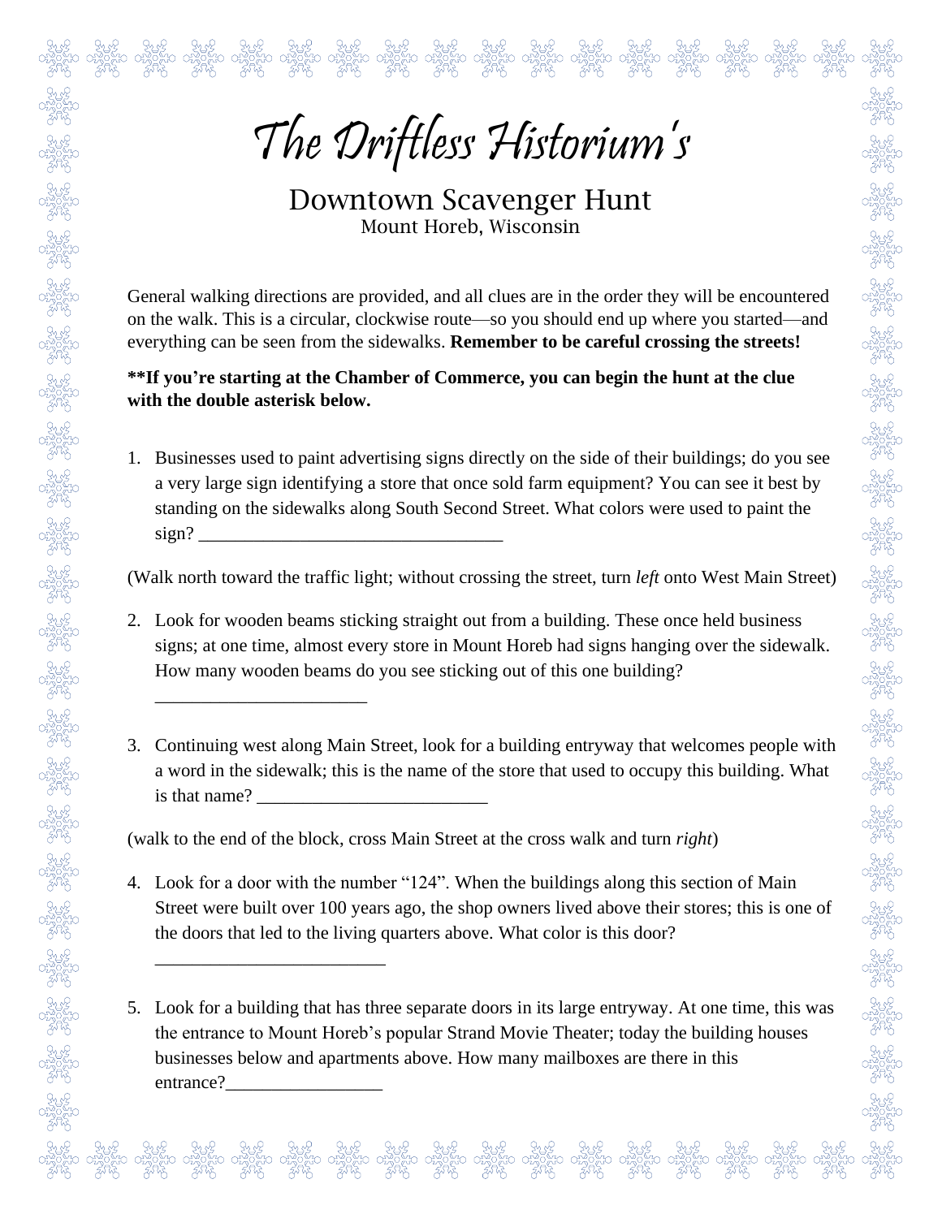# The Driftless Historium's

## Downtown Scavenger Hunt

Mount Horeb, Wisconsin

General walking directions are provided, and all clues are in the order they will be encountered on the walk. This is a circular, clockwise route—so you should end up where you started—and everything can be seen from the sidewalks. **Remember to be careful crossing the streets!**

****If you're starting at the Chamber of Commerce, you can begin the hunt at the clue with the double asterisk below.**

1. Businesses used to paint advertising signs directly on the side of their buildings; do you see a very large sign identifying a store that once sold farm equipment? You can see it best by standing on the sidewalks along South Second Street. What colors were used to paint the sign? ________________________________

(Walk north toward the traffic light; without crossing the street, turn *left* onto West Main Street)

2. Look for wooden beams sticking straight out from a building. These once held business signs; at one time, almost every store in Mount Horeb had signs hanging over the sidewalk. How many wooden beams do you see sticking out of this one building?

   ______________________

3. Continuing west along Main Street, look for a building entryway that welcomes people with a word in the sidewalk; this is the name of the store that used to occupy this building. What is that name? ________________________

(walk to the end of the block, cross Main Street at the cross walk and turn *right*)

4. Look for a door with the number "124". When the buildings along this section of Main Street were built over 100 years ago, the shop owners lived above their stores; this is one of the doors that led to the living quarters above. What color is this door?

   ________________________

5. Look for a building that has three separate doors in its large entryway. At one time, this was the entrance to Mount Horeb's popular Strand Movie Theater; today the building houses businesses below and apartments above. How many mailboxes are there in this entrance?________________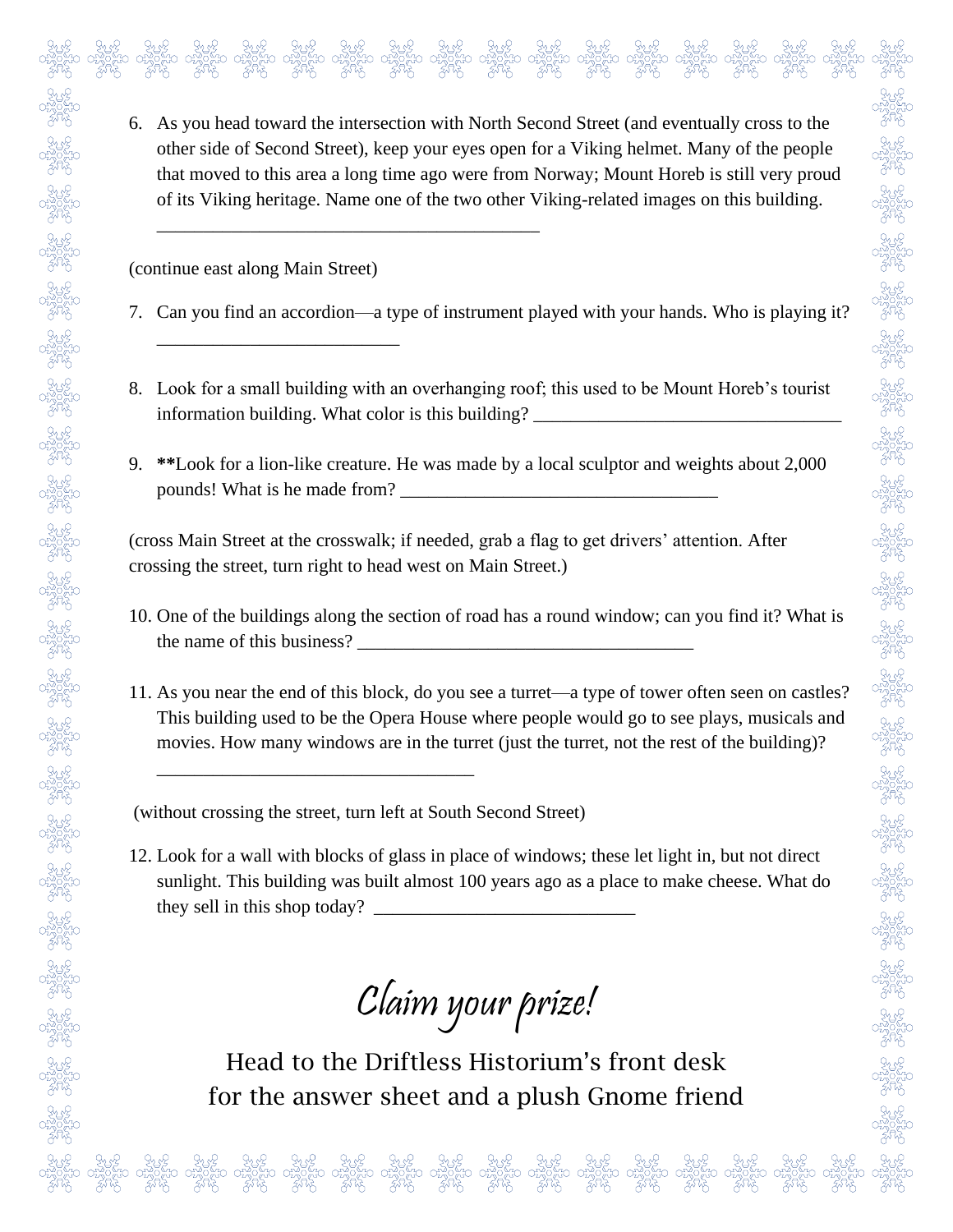6. As you head toward the intersection with North Second Street (and eventually cross to the other side of Second Street), keep your eyes open for a Viking helmet. Many of the people that moved to this area a long time ago were from Norway; Mount Horeb is still very proud of its Viking heritage. Name one of the two other Viking-related images on this building.

   ________________________________________

(continue east along Main Street)

7. Can you find an accordion—a type of instrument played with your hands. Who is playing it?

   __________________________

8. Look for a small building with an overhanging roof; this used to be Mount Horeb's tourist information building. What color is this building? _________________________________

9. **Look for a lion-like creature. He was made by a local sculptor and weights about 2,000 pounds! What is he made from? __________________________________

(cross Main Street at the crosswalk; if needed, grab a flag to get drivers' attention. After crossing the street, turn right to head west on Main Street.)

10. One of the buildings along the section of road has a round window; can you find it? What is the name of this business? ___________________________________

11. As you near the end of this block, do you see a turret—a type of tower often seen on castles? This building used to be the Opera House where people would go to see plays, musicals and movies. How many windows are in the turret (just the turret, not the rest of the building)?

    __________________________________

(without crossing the street, turn left at South Second Street)

12. Look for a wall with blocks of glass in place of windows; these let light in, but not direct sunlight. This building was built almost 100 years ago as a place to make cheese. What do they sell in this shop today? ___________________________

# Claim your prize!

Head to the Driftless Historium's front desk
for the answer sheet and a plush Gnome friend